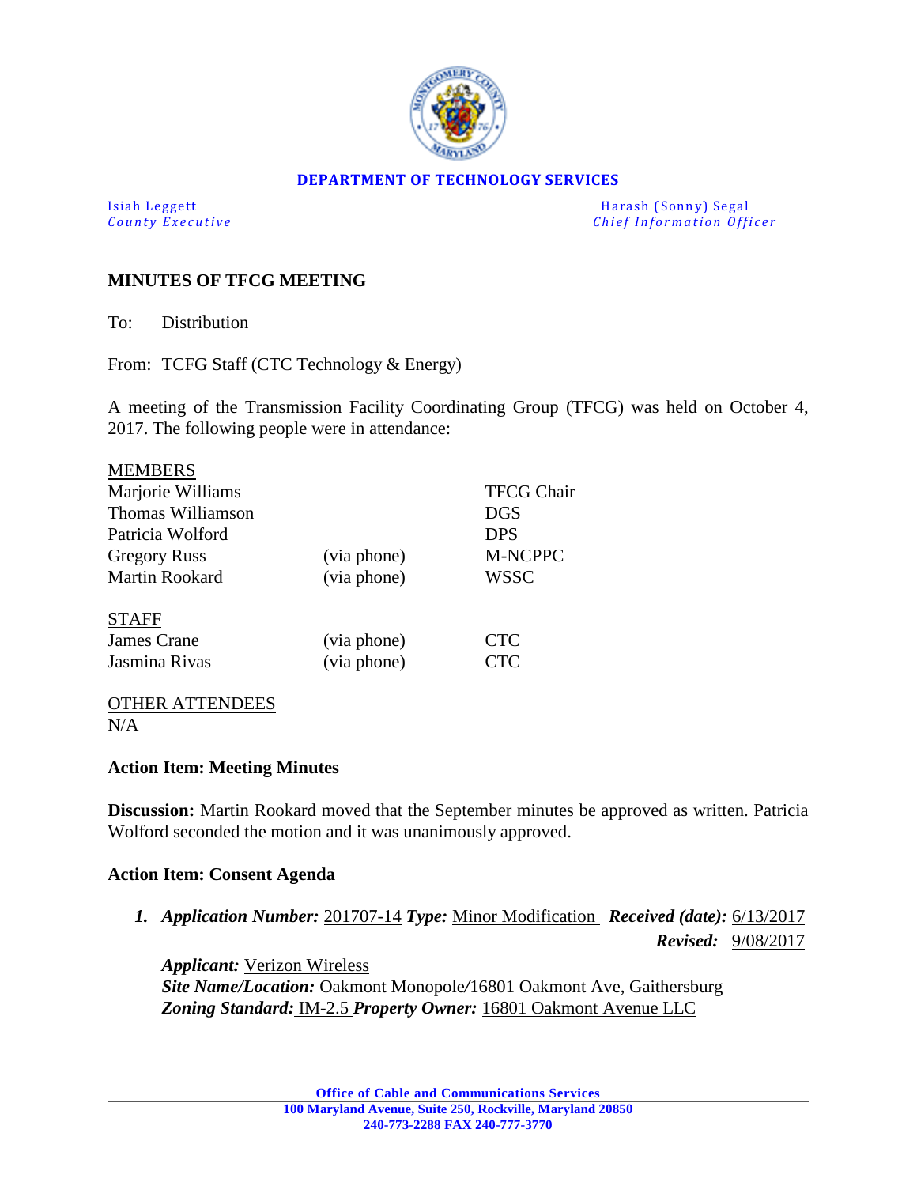**DEPARTMENT OF TECHNOLOGY SERVICES**

| | |
|---|---|
| Isiah Leggett | Harash (Sonny) Segal |
| *County Executive* | *Chief Information Officer* |

## MINUTES OF TFCG MEETING

To: Distribution

From: TCFG Staff (CTC Technology & Energy)

A meeting of the Transmission Facility Coordinating Group (TFCG) was held on October 4, 2017. The following people were in attendance:

MEMBERS

| | | |
|---|---|---|
| Marjorie Williams | | TFCG Chair |
| Thomas Williamson | | DGS |
| Patricia Wolford | | DPS |
| Gregory Russ | (via phone) | M-NCPPC |
| Martin Rookard | (via phone) | WSSC |

STAFF

| | | |
|---|---|---|
| James Crane | (via phone) | CTC |
| Jasmina Rivas | (via phone) | CTC |

OTHER ATTENDEES

N/A

**Action Item: Meeting Minutes**

**Discussion:** Martin Rookard moved that the September minutes be approved as written. Patricia Wolford seconded the motion and it was unanimously approved.

**Action Item: Consent Agenda**

1. ***Application Number:*** 201707-14 ***Type:*** Minor Modification ***Received (date):*** 6/13/2017 ***Revised:*** 9/08/2017

   ***Applicant:*** Verizon Wireless
   ***Site Name/Location:*** Oakmont Monopole/16801 Oakmont Ave, Gaithersburg
   ***Zoning Standard:*** IM-2.5 ***Property Owner:*** 16801 Oakmont Avenue LLC

Office of Cable and Communications Services
100 Maryland Avenue, Suite 250, Rockville, Maryland 20850
240-773-2288 FAX 240-777-3770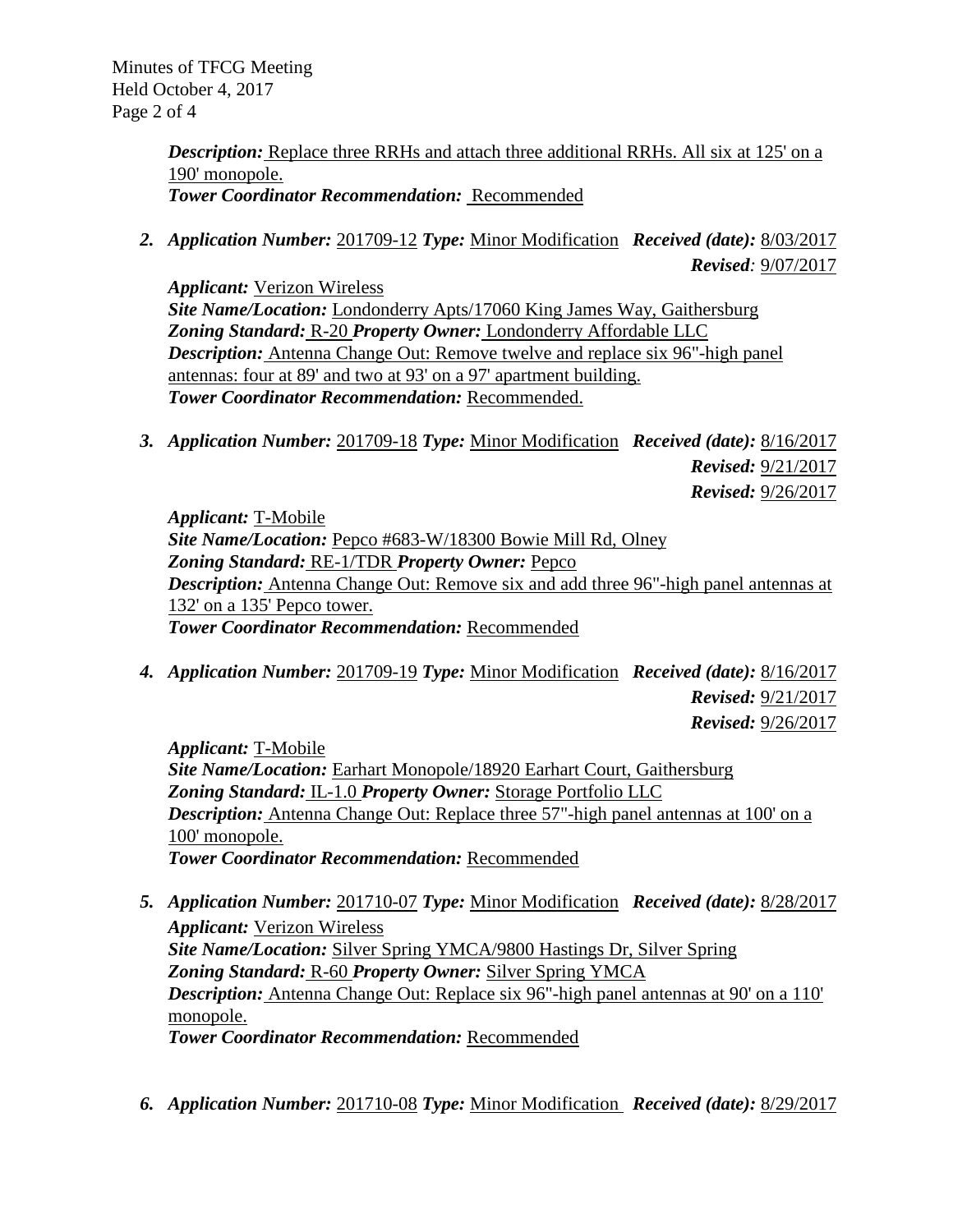*Description:* Replace three RRHs and attach three additional RRHs. All six at 125' on a 190' monopole.
*Tower Coordinator Recommendation:* Recommended

2. ***Application Number:*** 201709-12 ***Type:*** Minor Modification ***Received (date):*** 8/03/2017
***Revised:*** 9/07/2017

   ***Applicant:*** Verizon Wireless
   ***Site Name/Location:*** Londonderry Apts/17060 King James Way, Gaithersburg
   ***Zoning Standard:*** R-20 ***Property Owner:*** Londonderry Affordable LLC
   ***Description:*** Antenna Change Out: Remove twelve and replace six 96"-high panel antennas: four at 89' and two at 93' on a 97' apartment building.
   ***Tower Coordinator Recommendation:*** Recommended.

3. ***Application Number:*** 201709-18 ***Type:*** Minor Modification ***Received (date):*** 8/16/2017
***Revised:*** 9/21/2017
***Revised:*** 9/26/2017

   ***Applicant:*** T-Mobile
   ***Site Name/Location:*** Pepco #683-W/18300 Bowie Mill Rd, Olney
   ***Zoning Standard:*** RE-1/TDR ***Property Owner:*** Pepco
   ***Description:*** Antenna Change Out: Remove six and add three 96"-high panel antennas at 132' on a 135' Pepco tower.
   ***Tower Coordinator Recommendation:*** Recommended

4. ***Application Number:*** 201709-19 ***Type:*** Minor Modification ***Received (date):*** 8/16/2017
***Revised:*** 9/21/2017
***Revised:*** 9/26/2017

   ***Applicant:*** T-Mobile
   ***Site Name/Location:*** Earhart Monopole/18920 Earhart Court, Gaithersburg
   ***Zoning Standard:*** IL-1.0 ***Property Owner:*** Storage Portfolio LLC
   ***Description:*** Antenna Change Out: Replace three 57"-high panel antennas at 100' on a 100' monopole.
   ***Tower Coordinator Recommendation:*** Recommended

5. ***Application Number:*** 201710-07 ***Type:*** Minor Modification ***Received (date):*** 8/28/2017
   ***Applicant:*** Verizon Wireless
   ***Site Name/Location:*** Silver Spring YMCA/9800 Hastings Dr, Silver Spring
   ***Zoning Standard:*** R-60 ***Property Owner:*** Silver Spring YMCA
   ***Description:*** Antenna Change Out: Replace six 96"-high panel antennas at 90' on a 110' monopole.
   ***Tower Coordinator Recommendation:*** Recommended

6. ***Application Number:*** 201710-08 ***Type:*** Minor Modification ***Received (date):*** 8/29/2017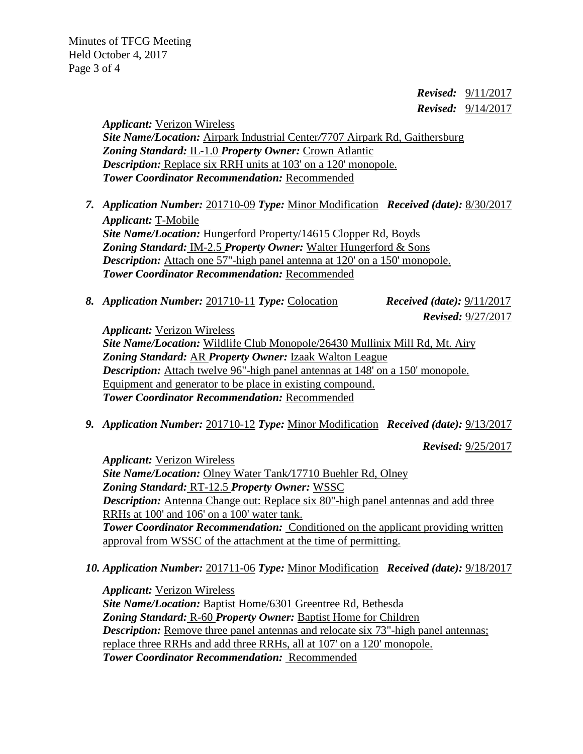***Revised:*** 9/11/2017
***Revised:*** 9/14/2017

***Applicant:*** Verizon Wireless
***Site Name/Location:*** Airpark Industrial Center/7707 Airpark Rd, Gaithersburg
***Zoning Standard:*** IL-1.0 ***Property Owner:*** Crown Atlantic
***Description:*** Replace six RRH units at 103' on a 120' monopole.
***Tower Coordinator Recommendation:*** Recommended

7. ***Application Number:*** 201710-09 ***Type:*** Minor Modification ***Received (date):*** 8/30/2017
   ***Applicant:*** T-Mobile
   ***Site Name/Location:*** Hungerford Property/14615 Clopper Rd, Boyds
   ***Zoning Standard:*** IM-2.5 ***Property Owner:*** Walter Hungerford & Sons
   ***Description:*** Attach one 57"-high panel antenna at 120' on a 150' monopole.
   ***Tower Coordinator Recommendation:*** Recommended

8. ***Application Number:*** 201710-11 ***Type:*** Colocation ***Received (date):*** 9/11/2017
   ***Revised:*** 9/27/2017
   ***Applicant:*** Verizon Wireless
   ***Site Name/Location:*** Wildlife Club Monopole/26430 Mullinix Mill Rd, Mt. Airy
   ***Zoning Standard:*** AR ***Property Owner:*** Izaak Walton League
   ***Description:*** Attach twelve 96"-high panel antennas at 148' on a 150' monopole. Equipment and generator to be place in existing compound.
   ***Tower Coordinator Recommendation:*** Recommended

9. ***Application Number:*** 201710-12 ***Type:*** Minor Modification ***Received (date):*** 9/13/2017
   ***Revised:*** 9/25/2017
   ***Applicant:*** Verizon Wireless
   ***Site Name/Location:*** Olney Water Tank/17710 Buehler Rd, Olney
   ***Zoning Standard:*** RT-12.5 ***Property Owner:*** WSSC
   ***Description:*** Antenna Change out: Replace six 80"-high panel antennas and add three RRHs at 100' and 106' on a 100' water tank.
   ***Tower Coordinator Recommendation:*** Conditioned on the applicant providing written approval from WSSC of the attachment at the time of permitting.

10. ***Application Number:*** 201711-06 ***Type:*** Minor Modification ***Received (date):*** 9/18/2017
    ***Applicant:*** Verizon Wireless
    ***Site Name/Location:*** Baptist Home/6301 Greentree Rd, Bethesda
    ***Zoning Standard:*** R-60 ***Property Owner:*** Baptist Home for Children
    ***Description:*** Remove three panel antennas and relocate six 73"-high panel antennas; replace three RRHs and add three RRHs, all at 107' on a 120' monopole.
    ***Tower Coordinator Recommendation:*** Recommended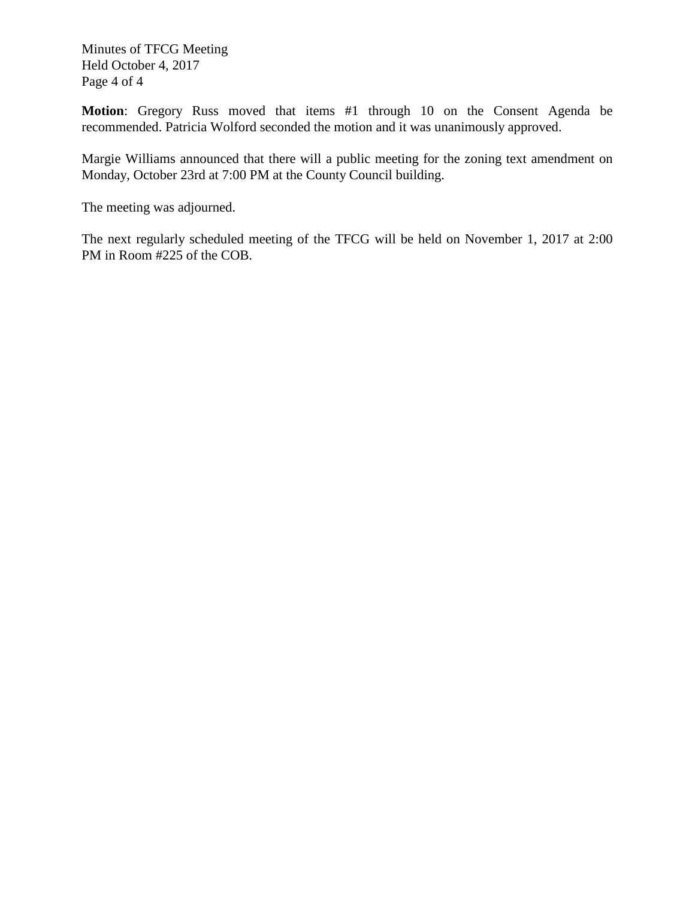**Motion**: Gregory Russ moved that items #1 through 10 on the Consent Agenda be recommended. Patricia Wolford seconded the motion and it was unanimously approved.

Margie Williams announced that there will a public meeting for the zoning text amendment on Monday, October 23rd at 7:00 PM at the County Council building.

The meeting was adjourned.

The next regularly scheduled meeting of the TFCG will be held on November 1, 2017 at 2:00 PM in Room #225 of the COB.